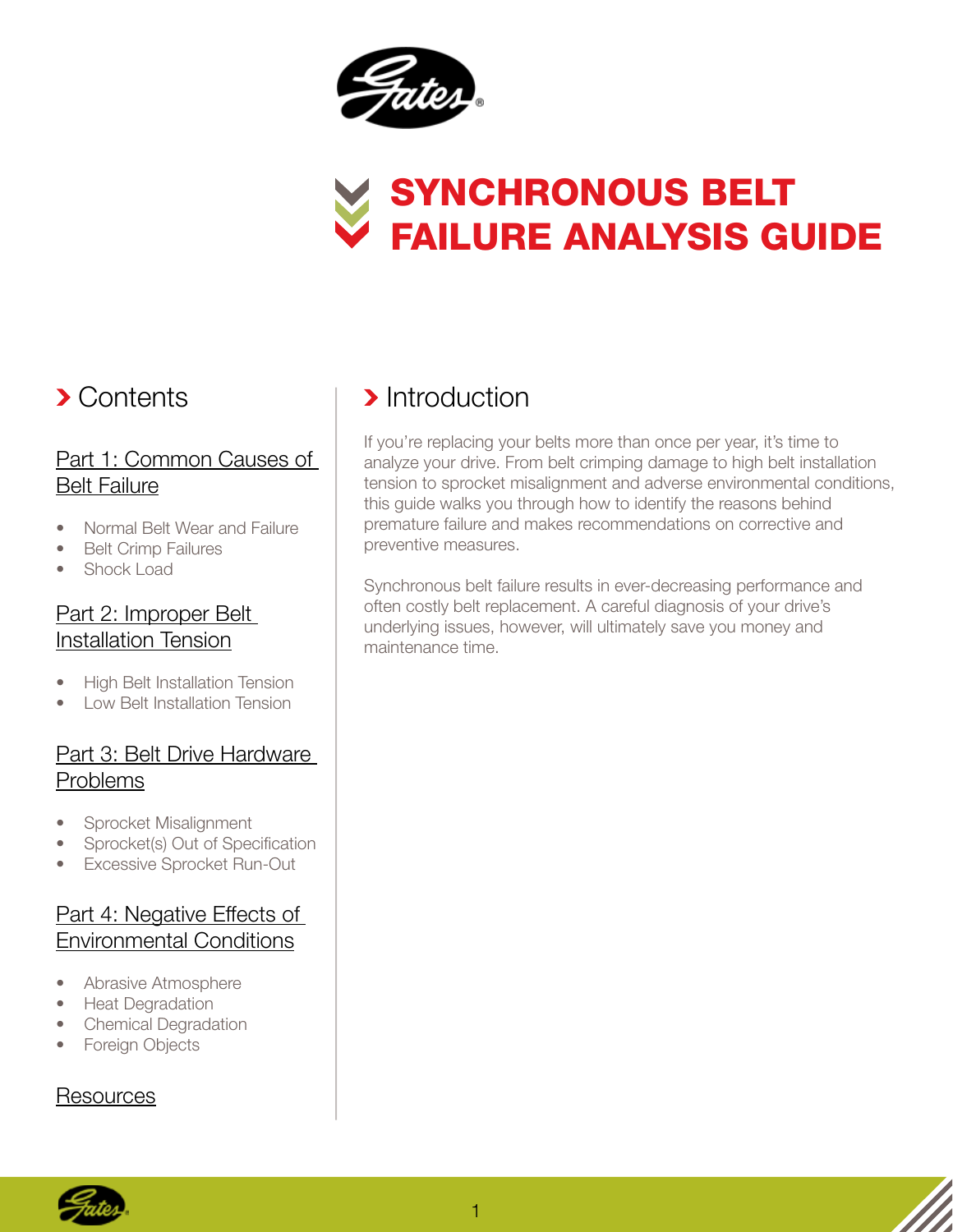# SYNCHRONOUS BELT FAILURE ANALYSIS GUIDE

## Contents

### Part 1: Common Causes of Belt Failure

- Normal Belt Wear and Failure
- Belt Crimp Failures
- Shock Load

### Part 2: Improper Belt Installation Tension

- High Belt Installation Tension
- Low Belt Installation Tension

### Part 3: Belt Drive Hardware Problems

- Sprocket Misalignment
- Sprocket(s) Out of Specification
- Excessive Sprocket Run-Out

### Part 4: Negative Effects of Environmental Conditions

- Abrasive Atmosphere
- Heat Degradation
- Chemical Degradation
- Foreign Objects

### Resources

## Introduction

If you're replacing your belts more than once per year, it's time to analyze your drive. From belt crimping damage to high belt installation tension to sprocket misalignment and adverse environmental conditions, this guide walks you through how to identify the reasons behind premature failure and makes recommendations on corrective and preventive measures.

Synchronous belt failure results in ever-decreasing performance and often costly belt replacement. A careful diagnosis of your drive's underlying issues, however, will ultimately save you money and maintenance time.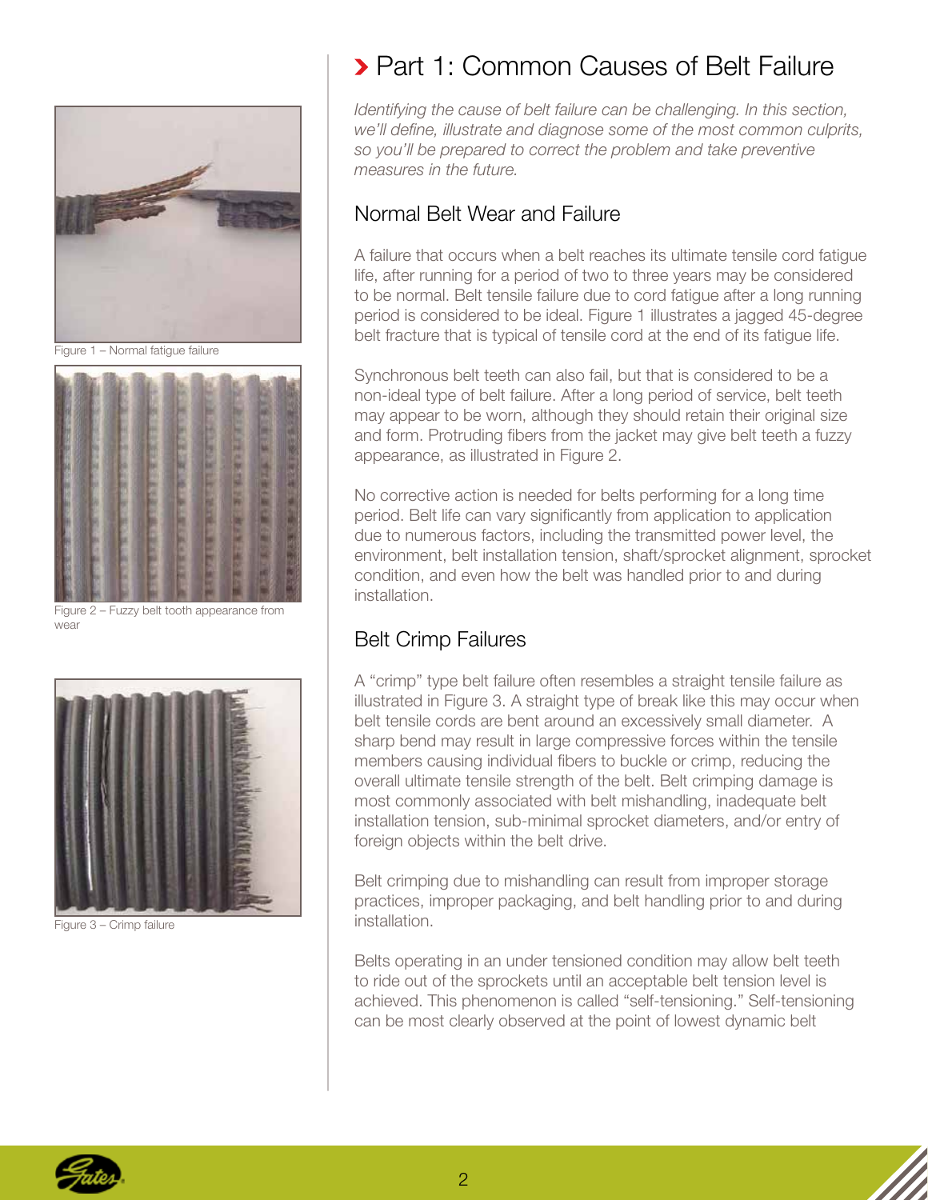Figure 1 – Normal fatigue failure

Figure 2 – Fuzzy belt tooth appearance from wear

Figure 3 – Crimp failure

# Part 1: Common Causes of Belt Failure

*Identifying the cause of belt failure can be challenging. In this section, we'll define, illustrate and diagnose some of the most common culprits, so you'll be prepared to correct the problem and take preventive measures in the future.*

## Normal Belt Wear and Failure

A failure that occurs when a belt reaches its ultimate tensile cord fatigue life, after running for a period of two to three years may be considered to be normal. Belt tensile failure due to cord fatigue after a long running period is considered to be ideal. Figure 1 illustrates a jagged 45-degree belt fracture that is typical of tensile cord at the end of its fatigue life.

Synchronous belt teeth can also fail, but that is considered to be a non-ideal type of belt failure. After a long period of service, belt teeth may appear to be worn, although they should retain their original size and form. Protruding fibers from the jacket may give belt teeth a fuzzy appearance, as illustrated in Figure 2.

No corrective action is needed for belts performing for a long time period. Belt life can vary significantly from application to application due to numerous factors, including the transmitted power level, the environment, belt installation tension, shaft/sprocket alignment, sprocket condition, and even how the belt was handled prior to and during installation.

## Belt Crimp Failures

A "crimp" type belt failure often resembles a straight tensile failure as illustrated in Figure 3. A straight type of break like this may occur when belt tensile cords are bent around an excessively small diameter. A sharp bend may result in large compressive forces within the tensile members causing individual fibers to buckle or crimp, reducing the overall ultimate tensile strength of the belt. Belt crimping damage is most commonly associated with belt mishandling, inadequate belt installation tension, sub-minimal sprocket diameters, and/or entry of foreign objects within the belt drive.

Belt crimping due to mishandling can result from improper storage practices, improper packaging, and belt handling prior to and during installation.

Belts operating in an under tensioned condition may allow belt teeth to ride out of the sprockets until an acceptable belt tension level is achieved. This phenomenon is called "self-tensioning." Self-tensioning can be most clearly observed at the point of lowest dynamic belt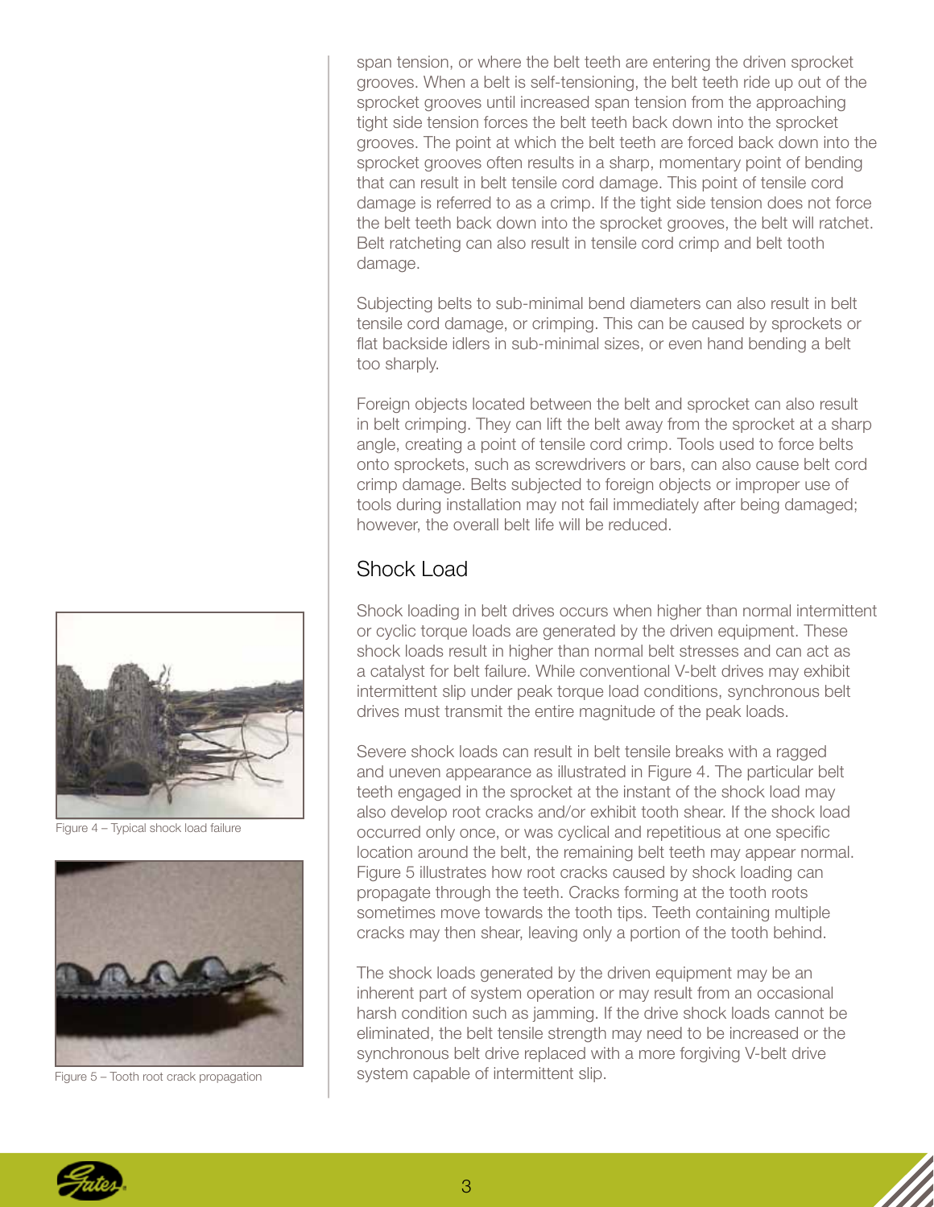span tension, or where the belt teeth are entering the driven sprocket grooves. When a belt is self-tensioning, the belt teeth ride up out of the sprocket grooves until increased span tension from the approaching tight side tension forces the belt teeth back down into the sprocket grooves. The point at which the belt teeth are forced back down into the sprocket grooves often results in a sharp, momentary point of bending that can result in belt tensile cord damage. This point of tensile cord damage is referred to as a crimp. If the tight side tension does not force the belt teeth back down into the sprocket grooves, the belt will ratchet. Belt ratcheting can also result in tensile cord crimp and belt tooth damage.

Subjecting belts to sub-minimal bend diameters can also result in belt tensile cord damage, or crimping. This can be caused by sprockets or flat backside idlers in sub-minimal sizes, or even hand bending a belt too sharply.

Foreign objects located between the belt and sprocket can also result in belt crimping. They can lift the belt away from the sprocket at a sharp angle, creating a point of tensile cord crimp. Tools used to force belts onto sprockets, such as screwdrivers or bars, can also cause belt cord crimp damage. Belts subjected to foreign objects or improper use of tools during installation may not fail immediately after being damaged; however, the overall belt life will be reduced.

## Shock Load

Shock loading in belt drives occurs when higher than normal intermittent or cyclic torque loads are generated by the driven equipment. These shock loads result in higher than normal belt stresses and can act as a catalyst for belt failure. While conventional V-belt drives may exhibit intermittent slip under peak torque load conditions, synchronous belt drives must transmit the entire magnitude of the peak loads.

Severe shock loads can result in belt tensile breaks with a ragged and uneven appearance as illustrated in Figure 4. The particular belt teeth engaged in the sprocket at the instant of the shock load may also develop root cracks and/or exhibit tooth shear. If the shock load occurred only once, or was cyclical and repetitious at one specific location around the belt, the remaining belt teeth may appear normal. Figure 5 illustrates how root cracks caused by shock loading can propagate through the teeth. Cracks forming at the tooth roots sometimes move towards the tooth tips. Teeth containing multiple cracks may then shear, leaving only a portion of the tooth behind.

The shock loads generated by the driven equipment may be an inherent part of system operation or may result from an occasional harsh condition such as jamming. If the drive shock loads cannot be eliminated, the belt tensile strength may need to be increased or the synchronous belt drive replaced with a more forgiving V-belt drive system capable of intermittent slip.

Figure 4 – Typical shock load failure

Figure 5 – Tooth root crack propagation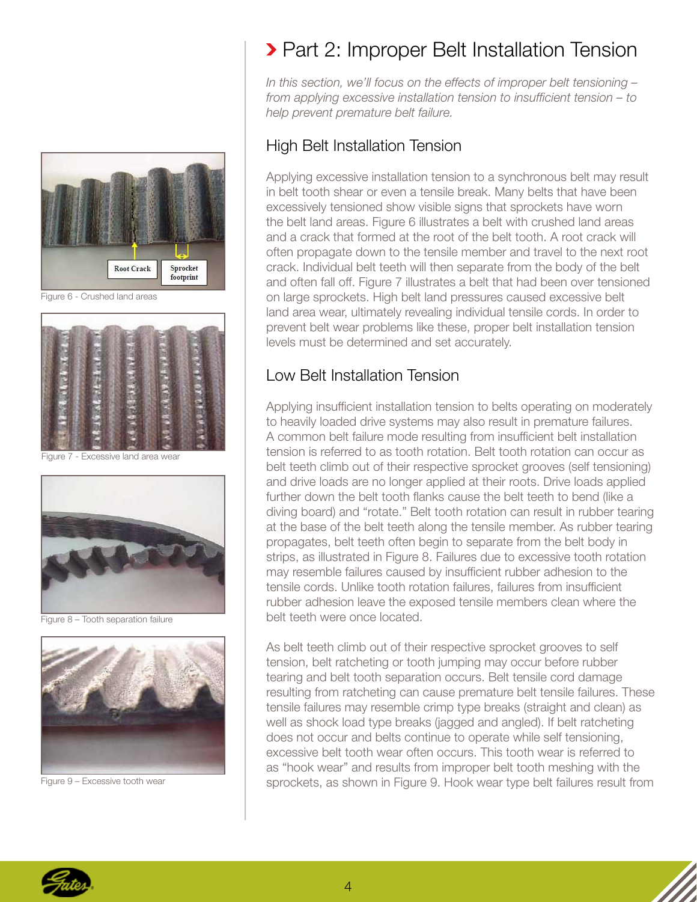## Part 2: Improper Belt Installation Tension

*In this section, we'll focus on the effects of improper belt tensioning – from applying excessive installation tension to insufficient tension – to help prevent premature belt failure.*

### High Belt Installation Tension

Applying excessive installation tension to a synchronous belt may result in belt tooth shear or even a tensile break. Many belts that have been excessively tensioned show visible signs that sprockets have worn the belt land areas. Figure 6 illustrates a belt with crushed land areas and a crack that formed at the root of the belt tooth. A root crack will often propagate down to the tensile member and travel to the next root crack. Individual belt teeth will then separate from the body of the belt and often fall off. Figure 7 illustrates a belt that had been over tensioned on large sprockets. High belt land pressures caused excessive belt land area wear, ultimately revealing individual tensile cords. In order to prevent belt wear problems like these, proper belt installation tension levels must be determined and set accurately.

Root Crack | Sprocket footprint

Figure 6 - Crushed land areas

Figure 7 - Excessive land area wear

### Low Belt Installation Tension

Applying insufficient installation tension to belts operating on moderately to heavily loaded drive systems may also result in premature failures. A common belt failure mode resulting from insufficient belt installation tension is referred to as tooth rotation. Belt tooth rotation can occur as belt teeth climb out of their respective sprocket grooves (self tensioning) and drive loads are no longer applied at their roots. Drive loads applied further down the belt tooth flanks cause the belt teeth to bend (like a diving board) and "rotate." Belt tooth rotation can result in rubber tearing at the base of the belt teeth along the tensile member. As rubber tearing propagates, belt teeth often begin to separate from the belt body in strips, as illustrated in Figure 8. Failures due to excessive tooth rotation may resemble failures caused by insufficient rubber adhesion to the tensile cords. Unlike tooth rotation failures, failures from insufficient rubber adhesion leave the exposed tensile members clean where the belt teeth were once located.

Figure 8 – Tooth separation failure

As belt teeth climb out of their respective sprocket grooves to self tension, belt ratcheting or tooth jumping may occur before rubber tearing and belt tooth separation occurs. Belt tensile cord damage resulting from ratcheting can cause premature belt tensile failures. These tensile failures may resemble crimp type breaks (straight and clean) as well as shock load type breaks (jagged and angled). If belt ratcheting does not occur and belts continue to operate while self tensioning, excessive belt tooth wear often occurs. This tooth wear is referred to as "hook wear" and results from improper belt tooth meshing with the sprockets, as shown in Figure 9. Hook wear type belt failures result from

Figure 9 – Excessive tooth wear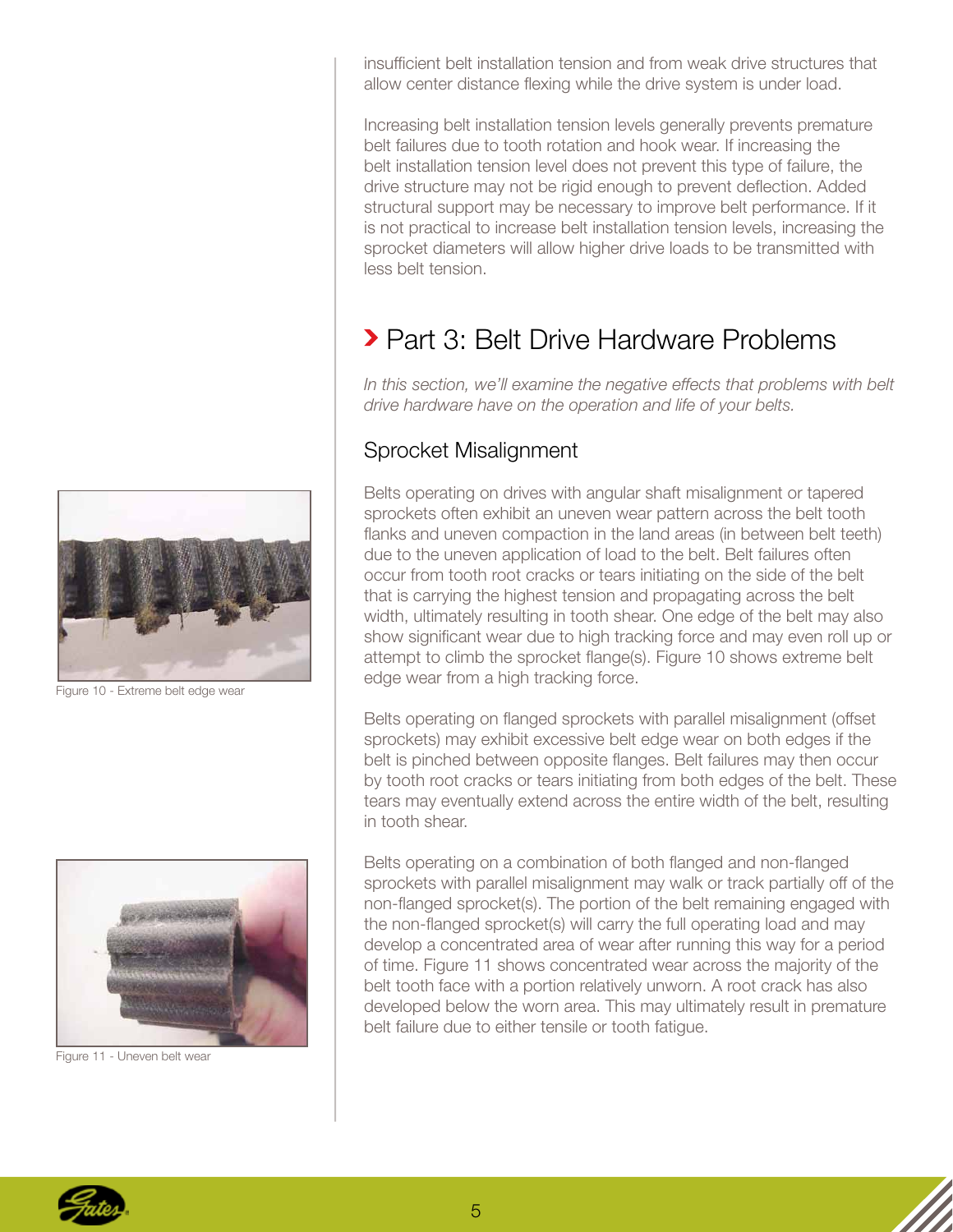insufficient belt installation tension and from weak drive structures that allow center distance flexing while the drive system is under load.

Increasing belt installation tension levels generally prevents premature belt failures due to tooth rotation and hook wear. If increasing the belt installation tension level does not prevent this type of failure, the drive structure may not be rigid enough to prevent deflection. Added structural support may be necessary to improve belt performance. If it is not practical to increase belt installation tension levels, increasing the sprocket diameters will allow higher drive loads to be transmitted with less belt tension.

## Part 3: Belt Drive Hardware Problems

*In this section, we'll examine the negative effects that problems with belt drive hardware have on the operation and life of your belts.*

### Sprocket Misalignment

Belts operating on drives with angular shaft misalignment or tapered sprockets often exhibit an uneven wear pattern across the belt tooth flanks and uneven compaction in the land areas (in between belt teeth) due to the uneven application of load to the belt. Belt failures often occur from tooth root cracks or tears initiating on the side of the belt that is carrying the highest tension and propagating across the belt width, ultimately resulting in tooth shear. One edge of the belt may also show significant wear due to high tracking force and may even roll up or attempt to climb the sprocket flange(s). Figure 10 shows extreme belt edge wear from a high tracking force.

Figure 10 - Extreme belt edge wear

Belts operating on flanged sprockets with parallel misalignment (offset sprockets) may exhibit excessive belt edge wear on both edges if the belt is pinched between opposite flanges. Belt failures may then occur by tooth root cracks or tears initiating from both edges of the belt. These tears may eventually extend across the entire width of the belt, resulting in tooth shear.

Belts operating on a combination of both flanged and non-flanged sprockets with parallel misalignment may walk or track partially off of the non-flanged sprocket(s). The portion of the belt remaining engaged with the non-flanged sprocket(s) will carry the full operating load and may develop a concentrated area of wear after running this way for a period of time. Figure 11 shows concentrated wear across the majority of the belt tooth face with a portion relatively unworn. A root crack has also developed below the worn area. This may ultimately result in premature belt failure due to either tensile or tooth fatigue.

Figure 11 - Uneven belt wear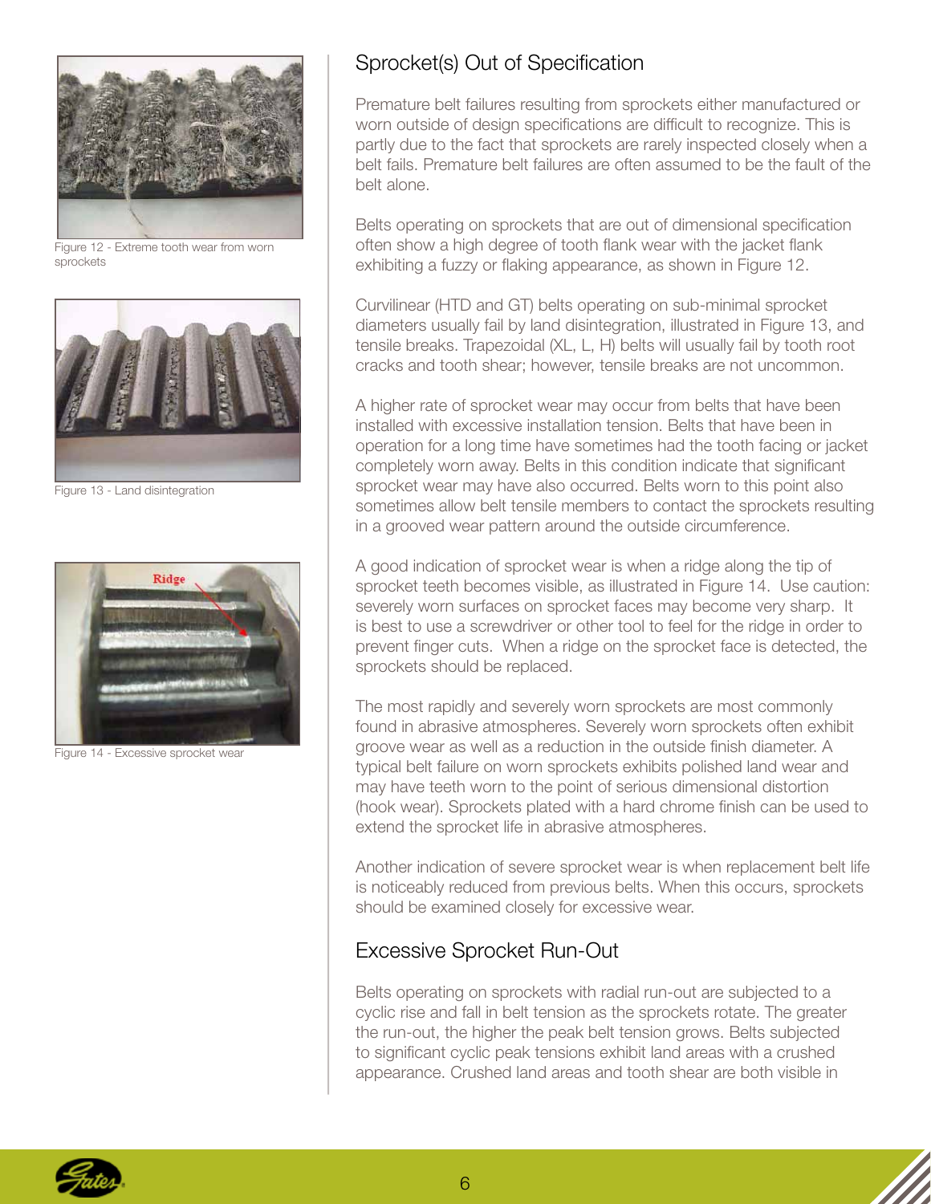Figure 12 - Extreme tooth wear from worn sprockets

Figure 13 - Land disintegration

Figure 14 - Excessive sprocket wear

## Sprocket(s) Out of Specification

Premature belt failures resulting from sprockets either manufactured or worn outside of design specifications are difficult to recognize. This is partly due to the fact that sprockets are rarely inspected closely when a belt fails. Premature belt failures are often assumed to be the fault of the belt alone.

Belts operating on sprockets that are out of dimensional specification often show a high degree of tooth flank wear with the jacket flank exhibiting a fuzzy or flaking appearance, as shown in Figure 12.

Curvilinear (HTD and GT) belts operating on sub-minimal sprocket diameters usually fail by land disintegration, illustrated in Figure 13, and tensile breaks. Trapezoidal (XL, L, H) belts will usually fail by tooth root cracks and tooth shear; however, tensile breaks are not uncommon.

A higher rate of sprocket wear may occur from belts that have been installed with excessive installation tension. Belts that have been in operation for a long time have sometimes had the tooth facing or jacket completely worn away. Belts in this condition indicate that significant sprocket wear may have also occurred. Belts worn to this point also sometimes allow belt tensile members to contact the sprockets resulting in a grooved wear pattern around the outside circumference.

A good indication of sprocket wear is when a ridge along the tip of sprocket teeth becomes visible, as illustrated in Figure 14. Use caution: severely worn surfaces on sprocket faces may become very sharp. It is best to use a screwdriver or other tool to feel for the ridge in order to prevent finger cuts. When a ridge on the sprocket face is detected, the sprockets should be replaced.

The most rapidly and severely worn sprockets are most commonly found in abrasive atmospheres. Severely worn sprockets often exhibit groove wear as well as a reduction in the outside finish diameter. A typical belt failure on worn sprockets exhibits polished land wear and may have teeth worn to the point of serious dimensional distortion (hook wear). Sprockets plated with a hard chrome finish can be used to extend the sprocket life in abrasive atmospheres.

Another indication of severe sprocket wear is when replacement belt life is noticeably reduced from previous belts. When this occurs, sprockets should be examined closely for excessive wear.

## Excessive Sprocket Run-Out

Belts operating on sprockets with radial run-out are subjected to a cyclic rise and fall in belt tension as the sprockets rotate. The greater the run-out, the higher the peak belt tension grows. Belts subjected to significant cyclic peak tensions exhibit land areas with a crushed appearance. Crushed land areas and tooth shear are both visible in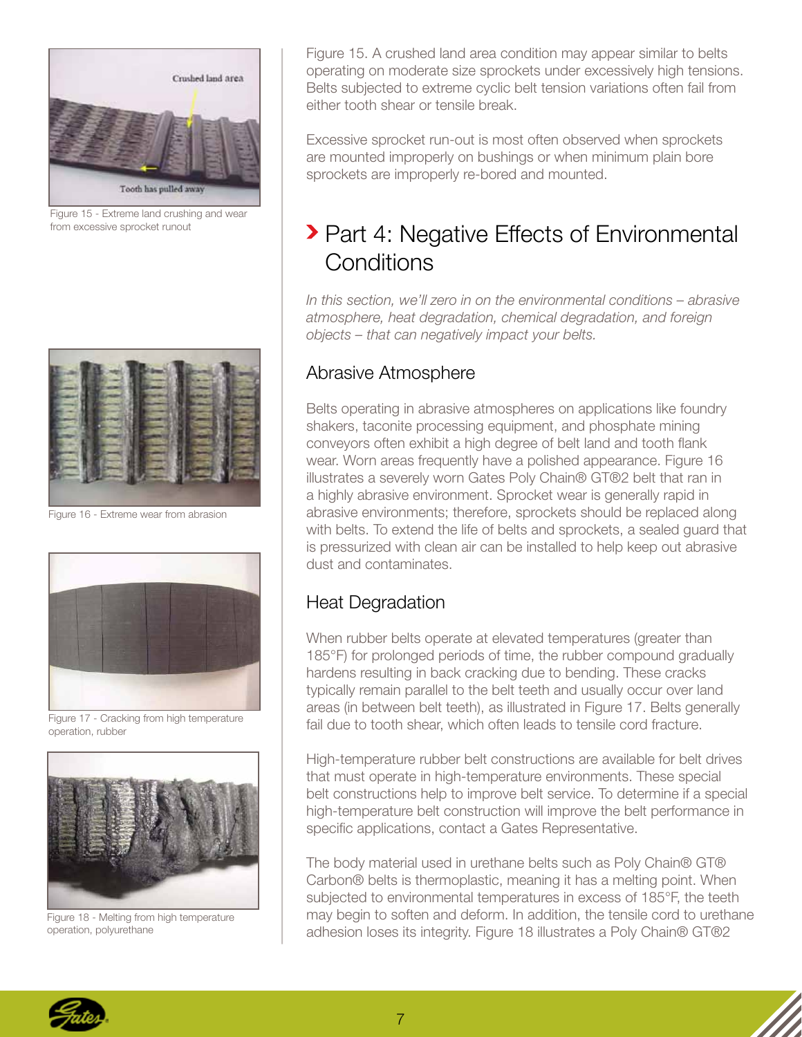Figure 15 - Extreme land crushing and wear from excessive sprocket runout

Figure 16 - Extreme wear from abrasion

Figure 17 - Cracking from high temperature operation, rubber

Figure 18 - Melting from high temperature operation, polyurethane

Figure 15. A crushed land area condition may appear similar to belts operating on moderate size sprockets under excessively high tensions. Belts subjected to extreme cyclic belt tension variations often fail from either tooth shear or tensile break.

Excessive sprocket run-out is most often observed when sprockets are mounted improperly on bushings or when minimum plain bore sprockets are improperly re-bored and mounted.

## Part 4: Negative Effects of Environmental Conditions

*In this section, we'll zero in on the environmental conditions – abrasive atmosphere, heat degradation, chemical degradation, and foreign objects – that can negatively impact your belts.*

### Abrasive Atmosphere

Belts operating in abrasive atmospheres on applications like foundry shakers, taconite processing equipment, and phosphate mining conveyors often exhibit a high degree of belt land and tooth flank wear. Worn areas frequently have a polished appearance. Figure 16 illustrates a severely worn Gates Poly Chain® GT®2 belt that ran in a highly abrasive environment. Sprocket wear is generally rapid in abrasive environments; therefore, sprockets should be replaced along with belts. To extend the life of belts and sprockets, a sealed guard that is pressurized with clean air can be installed to help keep out abrasive dust and contaminates.

### Heat Degradation

When rubber belts operate at elevated temperatures (greater than 185°F) for prolonged periods of time, the rubber compound gradually hardens resulting in back cracking due to bending. These cracks typically remain parallel to the belt teeth and usually occur over land areas (in between belt teeth), as illustrated in Figure 17. Belts generally fail due to tooth shear, which often leads to tensile cord fracture.

High-temperature rubber belt constructions are available for belt drives that must operate in high-temperature environments. These special belt constructions help to improve belt service. To determine if a special high-temperature belt construction will improve the belt performance in specific applications, contact a Gates Representative.

The body material used in urethane belts such as Poly Chain® GT® Carbon® belts is thermoplastic, meaning it has a melting point. When subjected to environmental temperatures in excess of 185°F, the teeth may begin to soften and deform. In addition, the tensile cord to urethane adhesion loses its integrity. Figure 18 illustrates a Poly Chain® GT®2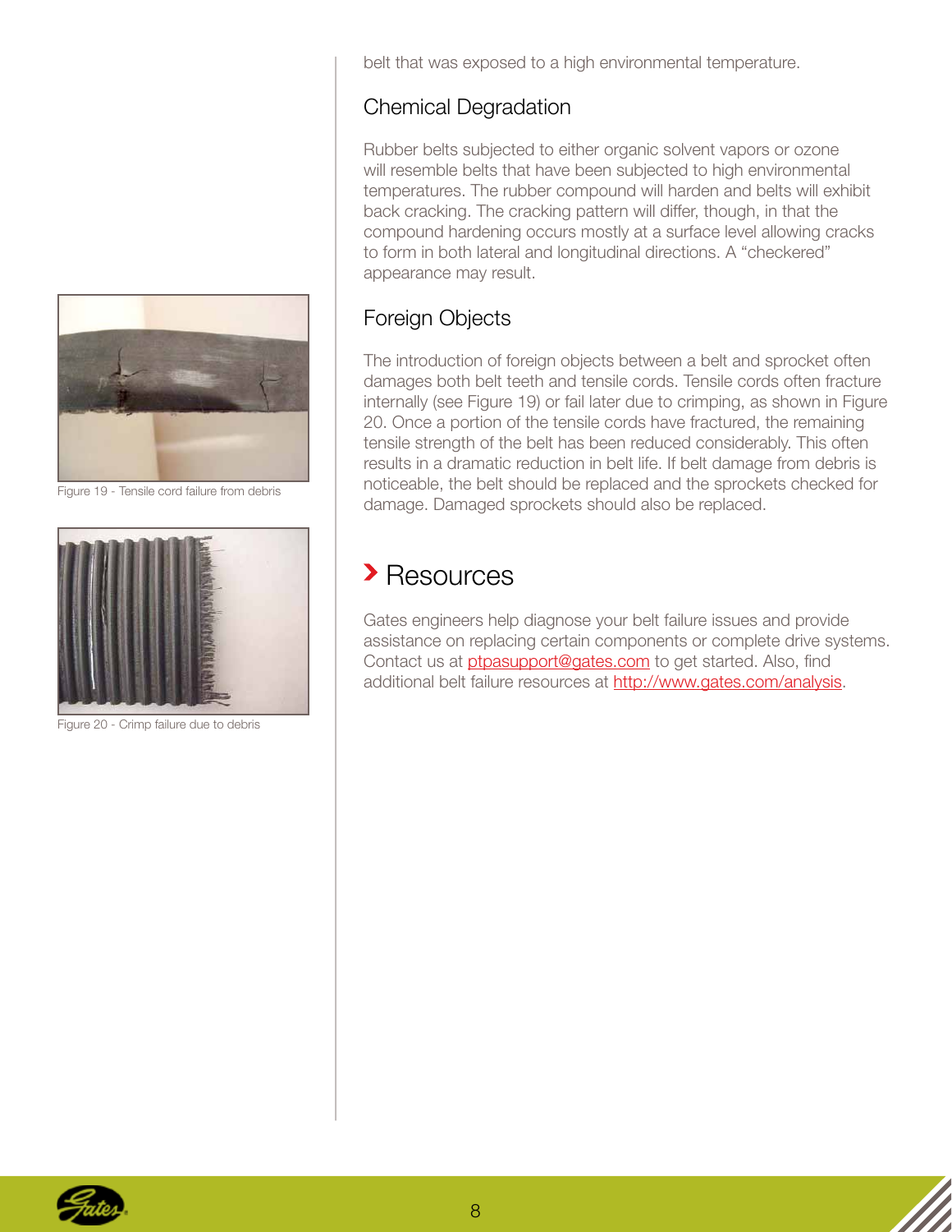belt that was exposed to a high environmental temperature.

## Chemical Degradation

Rubber belts subjected to either organic solvent vapors or ozone will resemble belts that have been subjected to high environmental temperatures. The rubber compound will harden and belts will exhibit back cracking. The cracking pattern will differ, though, in that the compound hardening occurs mostly at a surface level allowing cracks to form in both lateral and longitudinal directions. A "checkered" appearance may result.

## Foreign Objects

The introduction of foreign objects between a belt and sprocket often damages both belt teeth and tensile cords. Tensile cords often fracture internally (see Figure 19) or fail later due to crimping, as shown in Figure 20. Once a portion of the tensile cords have fractured, the remaining tensile strength of the belt has been reduced considerably. This often results in a dramatic reduction in belt life. If belt damage from debris is noticeable, the belt should be replaced and the sprockets checked for damage. Damaged sprockets should also be replaced.

Figure 19 - Tensile cord failure from debris

Figure 20 - Crimp failure due to debris

# Resources

Gates engineers help diagnose your belt failure issues and provide assistance on replacing certain components or complete drive systems. Contact us at ptpasupport@gates.com to get started. Also, find additional belt failure resources at http://www.gates.com/analysis.